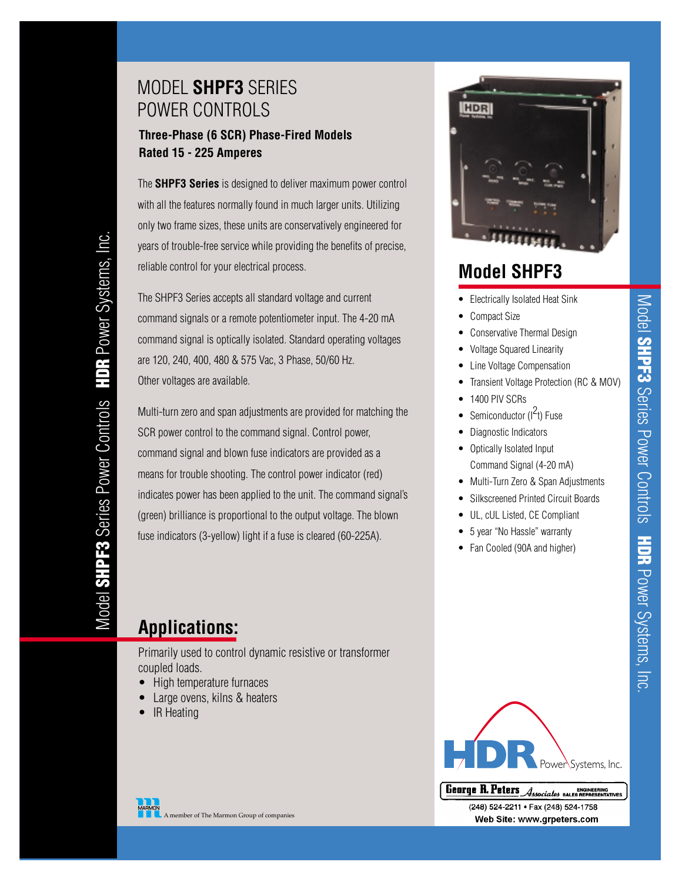# MODEL **SHPF3** SERIES POWER CONTROLS

### Three-Phase (6 SCR) Phase-Fired Models
### Rated 15 - 225 Amperes

The **SHPF3 Series** is designed to deliver maximum power control with all the features normally found in much larger units. Utilizing only two frame sizes, these units are conservatively engineered for years of trouble-free service while providing the benefits of precise, reliable control for your electrical process.

The SHPF3 Series accepts all standard voltage and current command signals or a remote potentiometer input. The 4-20 mA command signal is optically isolated. Standard operating voltages are 120, 240, 400, 480 & 575 Vac, 3 Phase, 50/60 Hz. Other voltages are available.

Multi-turn zero and span adjustments are provided for matching the SCR power control to the command signal. Control power, command signal and blown fuse indicators are provided as a means for trouble shooting. The control power indicator (red) indicates power has been applied to the unit. The command signal's (green) brilliance is proportional to the output voltage. The blown fuse indicators (3-yellow) light if a fuse is cleared (60-225A).

## Model SHPF3

- Electrically Isolated Heat Sink
- Compact Size
- Conservative Thermal Design
- Voltage Squared Linearity
- Line Voltage Compensation
- Transient Voltage Protection (RC & MOV)
- 1400 PIV SCRs
- Semiconductor ($I^2t$) Fuse
- Diagnostic Indicators
- Optically Isolated Input Command Signal (4-20 mA)
- Multi-Turn Zero & Span Adjustments
- Silkscreened Printed Circuit Boards
- UL, cUL Listed, CE Compliant
- 5 year "No Hassle" warranty
- Fan Cooled (90A and higher)

## Applications:

Primarily used to control dynamic resistive or transformer coupled loads.

- High temperature furnaces
- Large ovens, kilns & heaters
- IR Heating

HDR Power Systems, Inc.

George R. Peters Associates ENGINEERING SALES REPRESENTATIVES
(248) 524-2211 • Fax (248) 524-1758
Web Site: www.grpeters.com

A member of The Marmon Group of companies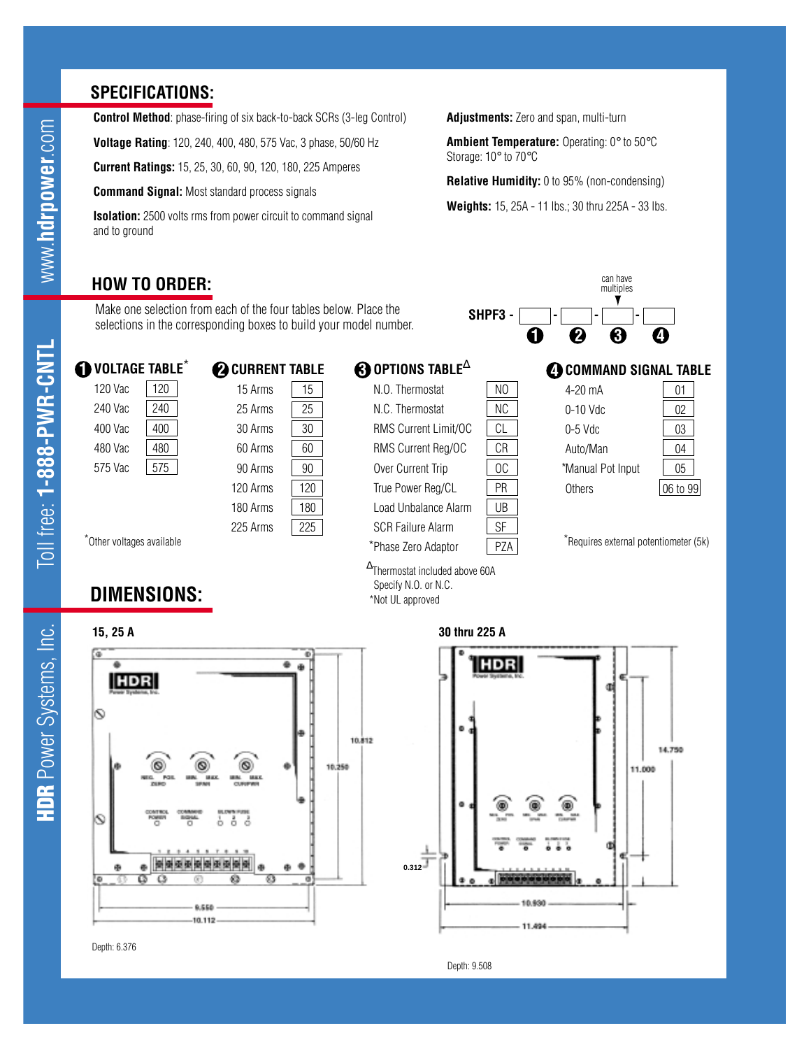## SPECIFICATIONS:

**Control Method**: phase-firing of six back-to-back SCRs (3-leg Control)

**Voltage Rating**: 120, 240, 400, 480, 575 Vac, 3 phase, 50/60 Hz

**Current Ratings:** 15, 25, 30, 60, 90, 120, 180, 225 Amperes

**Command Signal:** Most standard process signals

**Isolation:** 2500 volts rms from power circuit to command signal and to ground

**Adjustments:** Zero and span, multi-turn

**Ambient Temperature:** Operating: 0° to 50°C
Storage: 10° to 70°C

**Relative Humidity:** 0 to 95% (non-condensing)

**Weights:** 15, 25A - 11 lbs.; 30 thru 225A - 33 lbs.

## HOW TO ORDER:

Make one selection from each of the four tables below. Place the selections in the corresponding boxes to build your model number.

SHPF3 - ❶ - ❷ - ❸ (can have multiples) - ❹

### ❶ VOLTAGE TABLE*

| | |
|---|---|
| 120 Vac | 120 |
| 240 Vac | 240 |
| 400 Vac | 400 |
| 480 Vac | 480 |
| 575 Vac | 575 |

*Other voltages available

### ❷ CURRENT TABLE

| | |
|---|---|
| 15 Arms | 15 |
| 25 Arms | 25 |
| 30 Arms | 30 |
| 60 Arms | 60 |
| 90 Arms | 90 |
| 120 Arms | 120 |
| 180 Arms | 180 |
| 225 Arms | 225 |

### ❸ OPTIONS TABLE^Δ

| | |
|---|---|
| N.O. Thermostat | NO |
| N.C. Thermostat | NC |
| RMS Current Limit/OC | CL |
| RMS Current Reg/OC | CR |
| Over Current Trip | OC |
| True Power Reg/CL | PR |
| Load Unbalance Alarm | UB |
| SCR Failure Alarm | SF |
| *Phase Zero Adaptor | PZA |

^Δ Thermostat included above 60A
Specify N.O. or N.C.
*Not UL approved

### ❹ COMMAND SIGNAL TABLE

| | |
|---|---|
| 4-20 mA | 01 |
| 0-10 Vdc | 02 |
| 0-5 Vdc | 03 |
| Auto/Man | 04 |
| *Manual Pot Input | 05 |
| Others | 06 to 99 |

*Requires external potentiometer (5k)

## DIMENSIONS:

**15, 25 A**

10.812
10.250
9.550
10.112

Depth: 6.376

**30 thru 225 A**

14.750
11.000
0.312
10.930
11.494

Depth: 9.508